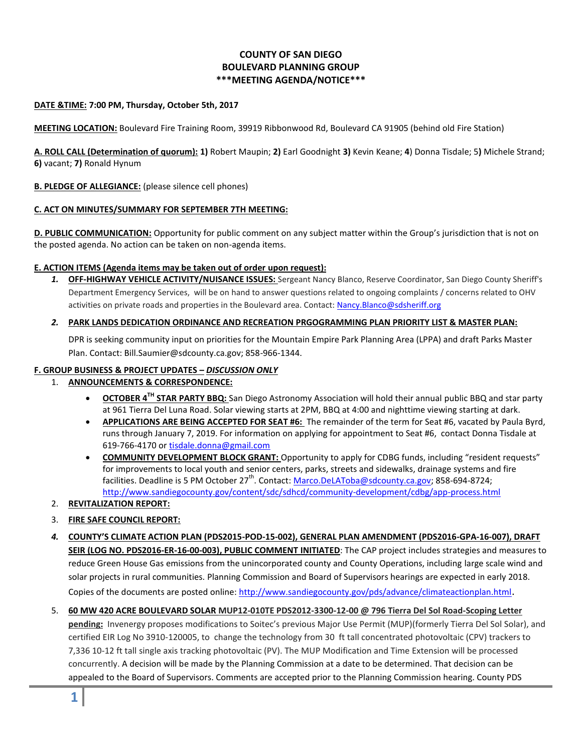# COUNTY OF SAN DIEGO
# BOULEVARD PLANNING GROUP
# ***MEETING AGENDA/NOTICE***

**DATE &TIME:** **7:00 PM, Thursday, October 5th, 2017**

**MEETING LOCATION:** Boulevard Fire Training Room, 39919 Ribbonwood Rd, Boulevard CA 91905 (behind old Fire Station)

**A. ROLL CALL (Determination of quorum): 1)** Robert Maupin; **2)** Earl Goodnight **3)** Kevin Keane; **4**) Donna Tisdale; 5**)** Michele Strand; **6)** vacant; **7)** Ronald Hynum

**B. PLEDGE OF ALLEGIANCE:** (please silence cell phones)

**C. ACT ON MINUTES/SUMMARY FOR SEPTEMBER 7TH MEETING:**

**D. PUBLIC COMMUNICATION:** Opportunity for public comment on any subject matter within the Group's jurisdiction that is not on the posted agenda. No action can be taken on non-agenda items.

**E. ACTION ITEMS (Agenda items may be taken out of order upon request):**

1. **OFF-HIGHWAY VEHICLE ACTIVITY/NUISANCE ISSUES:** Sergeant Nancy Blanco, Reserve Coordinator, San Diego County Sheriff's Department Emergency Services, will be on hand to answer questions related to ongoing complaints / concerns related to OHV activities on private roads and properties in the Boulevard area. Contact: Nancy.Blanco@sdsheriff.org

2. **PARK LANDS DEDICATION ORDINANCE AND RECREATION PRGOGRAMMING PLAN PRIORITY LIST & MASTER PLAN:**

   DPR is seeking community input on priorities for the Mountain Empire Park Planning Area (LPPA) and draft Parks Master Plan. Contact: Bill.Saumier@sdcounty.ca.gov; 858-966-1344.

**F. GROUP BUSINESS & PROJECT UPDATES – *DISCUSSION ONLY***

1. **ANNOUNCEMENTS & CORRESPONDENCE:**
   - **OCTOBER 4TH STAR PARTY BBQ:** San Diego Astronomy Association will hold their annual public BBQ and star party at 961 Tierra Del Luna Road. Solar viewing starts at 2PM, BBQ at 4:00 and nighttime viewing starting at dark.
   - **APPLICATIONS ARE BEING ACCEPTED FOR SEAT #6:** The remainder of the term for Seat #6, vacated by Paula Byrd, runs through January 7, 2019. For information on applying for appointment to Seat #6, contact Donna Tisdale at 619-766-4170 or tisdale.donna@gmail.com
   - **COMMUNITY DEVELOPMENT BLOCK GRANT:** Opportunity to apply for CDBG funds, including "resident requests" for improvements to local youth and senior centers, parks, streets and sidewalks, drainage systems and fire facilities. Deadline is 5 PM October 27th. Contact: Marco.DeLAToba@sdcounty.ca.gov; 858-694-8724; http://www.sandiegocounty.gov/content/sdc/sdhcd/community-development/cdbg/app-process.html
2. **REVITALIZATION REPORT:**
3. **FIRE SAFE COUNCIL REPORT:**
4. **COUNTY'S CLIMATE ACTION PLAN (PDS2015-POD-15-002), GENERAL PLAN AMENDMENT (PDS2016-GPA-16-007), DRAFT SEIR (LOG NO. PDS2016-ER-16-00-003), PUBLIC COMMENT INITIATED**: The CAP project includes strategies and measures to reduce Green House Gas emissions from the unincorporated county and County Operations, including large scale wind and solar projects in rural communities. Planning Commission and Board of Supervisors hearings are expected in early 2018. Copies of the documents are posted online: http://www.sandiegocounty.gov/pds/advance/climateactionplan.html.
5. **60 MW 420 ACRE BOULEVARD SOLAR MUP12-010TE PDS2012-3300-12-00 @ 796 Tierra Del Sol Road-Scoping Letter pending:** Invenergy proposes modifications to Soitec's previous Major Use Permit (MUP)(formerly Tierra Del Sol Solar), and certified EIR Log No 3910-120005, to change the technology from 30 ft tall concentrated photovoltaic (CPV) trackers to 7,336 10-12 ft tall single axis tracking photovoltaic (PV). The MUP Modification and Time Extension will be processed concurrently. A decision will be made by the Planning Commission at a date to be determined. That decision can be appealed to the Board of Supervisors. Comments are accepted prior to the Planning Commission hearing. County PDS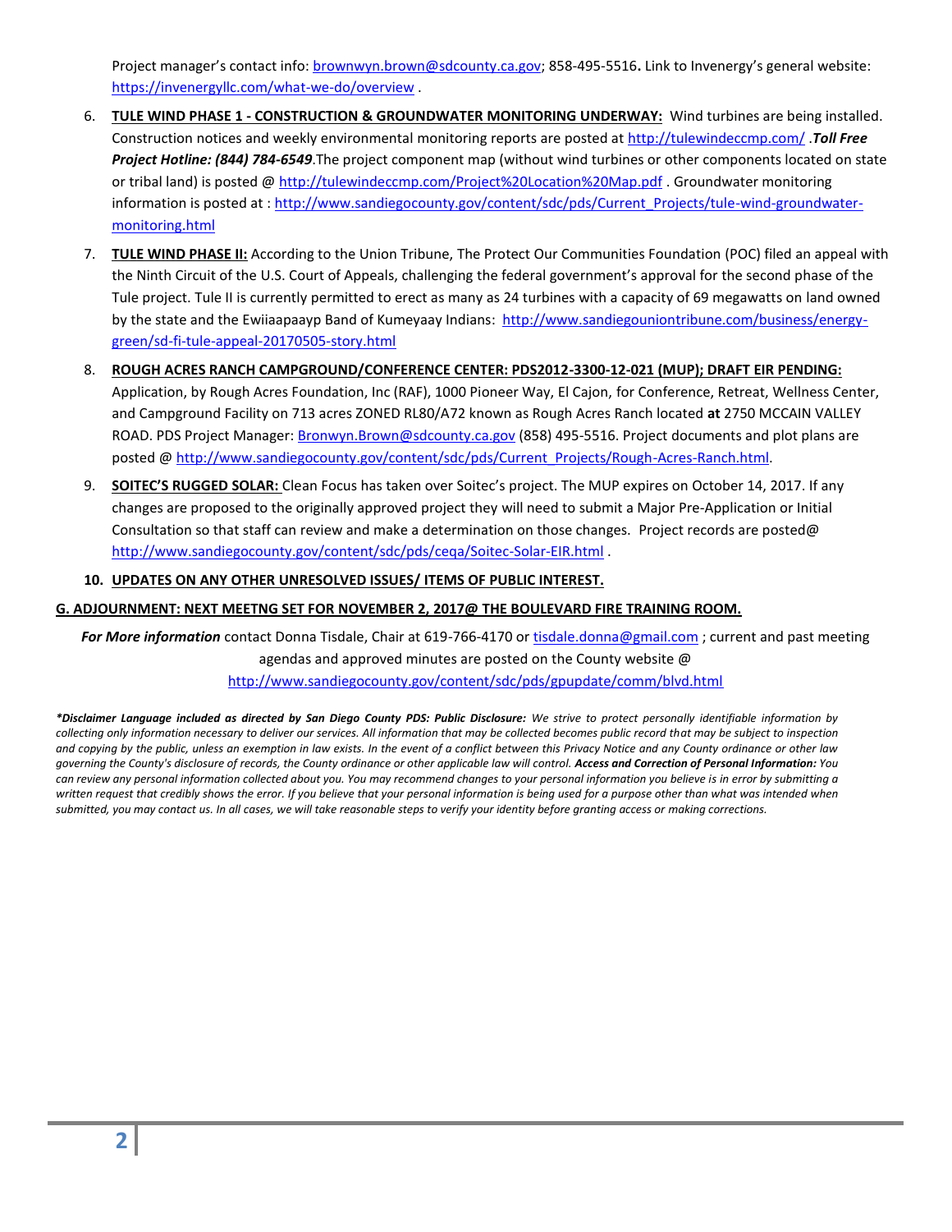Project manager's contact info: brownwyn.brown@sdcounty.ca.gov; 858-495-5516**.** Link to Invenergy's general website: https://invenergyllc.com/what-we-do/overview .

6. **TULE WIND PHASE 1 - CONSTRUCTION & GROUNDWATER MONITORING UNDERWAY:** Wind turbines are being installed. Construction notices and weekly environmental monitoring reports are posted at http://tulewindeccmp.com/ .***Toll Free Project Hotline: (844) 784-6549***.The project component map (without wind turbines or other components located on state or tribal land) is posted @ http://tulewindeccmp.com/Project%20Location%20Map.pdf . Groundwater monitoring information is posted at : http://www.sandiegocounty.gov/content/sdc/pds/Current_Projects/tule-wind-groundwater-monitoring.html

7. **TULE WIND PHASE II:** According to the Union Tribune, The Protect Our Communities Foundation (POC) filed an appeal with the Ninth Circuit of the U.S. Court of Appeals, challenging the federal government's approval for the second phase of the Tule project. Tule II is currently permitted to erect as many as 24 turbines with a capacity of 69 megawatts on land owned by the state and the Ewiiaapaayp Band of Kumeyaay Indians: http://www.sandiegouniontribune.com/business/energy-green/sd-fi-tule-appeal-20170505-story.html

8. **ROUGH ACRES RANCH CAMPGROUND/CONFERENCE CENTER: PDS2012-3300-12-021 (MUP); DRAFT EIR PENDING:** Application, by Rough Acres Foundation, Inc (RAF), 1000 Pioneer Way, El Cajon, for Conference, Retreat, Wellness Center, and Campground Facility on 713 acres ZONED RL80/A72 known as Rough Acres Ranch located **at** 2750 MCCAIN VALLEY ROAD. PDS Project Manager: Bronwyn.Brown@sdcounty.ca.gov (858) 495-5516. Project documents and plot plans are posted @ http://www.sandiegocounty.gov/content/sdc/pds/Current_Projects/Rough-Acres-Ranch.html.

9. **SOITEC'S RUGGED SOLAR:** Clean Focus has taken over Soitec's project. The MUP expires on October 14, 2017. If any changes are proposed to the originally approved project they will need to submit a Major Pre-Application or Initial Consultation so that staff can review and make a determination on those changes. Project records are posted@ http://www.sandiegocounty.gov/content/sdc/pds/ceqa/Soitec-Solar-EIR.html .

10. **UPDATES ON ANY OTHER UNRESOLVED ISSUES/ ITEMS OF PUBLIC INTEREST.**

**G. ADJOURNMENT: NEXT MEETNG SET FOR NOVEMBER 2, 2017@ THE BOULEVARD FIRE TRAINING ROOM.**

***For More information*** contact Donna Tisdale, Chair at 619-766-4170 or tisdale.donna@gmail.com ; current and past meeting agendas and approved minutes are posted on the County website @ http://www.sandiegocounty.gov/content/sdc/pds/gpupdate/comm/blvd.html

***\*Disclaimer Language included as directed by San Diego County PDS: Public Disclosure:*** *We strive to protect personally identifiable information by collecting only information necessary to deliver our services. All information that may be collected becomes public record that may be subject to inspection and copying by the public, unless an exemption in law exists. In the event of a conflict between this Privacy Notice and any County ordinance or other law governing the County's disclosure of records, the County ordinance or other applicable law will control.* ***Access and Correction of Personal Information:*** *You can review any personal information collected about you. You may recommend changes to your personal information you believe is in error by submitting a written request that credibly shows the error. If you believe that your personal information is being used for a purpose other than what was intended when submitted, you may contact us. In all cases, we will take reasonable steps to verify your identity before granting access or making corrections.*